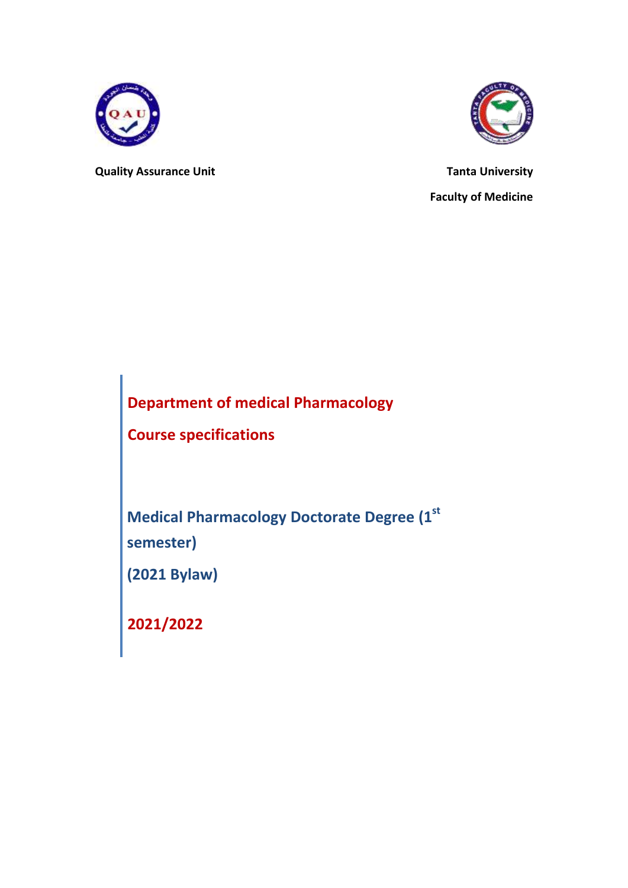**Quality Assurance Unit**

**Tanta University**

**Faculty of Medicine**

# Department of medical Pharmacology

# Course specifications

## Medical Pharmacology Doctorate Degree (1st semester)

## (2021 Bylaw)

## 2021/2022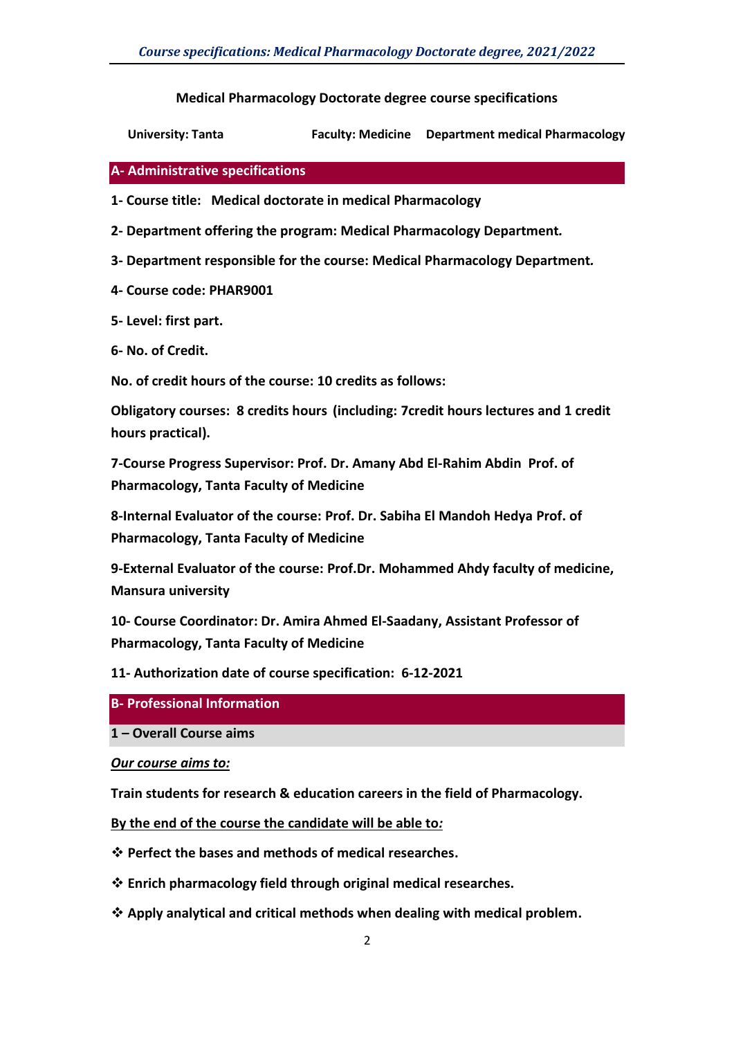**Medical Pharmacology Doctorate degree course specifications**

**University: Tanta** **Faculty: Medicine** **Department medical Pharmacology**

## A- Administrative specifications

**1- Course title: Medical doctorate in medical Pharmacology**

**2- Department offering the program: Medical Pharmacology Department.**

**3- Department responsible for the course: Medical Pharmacology Department.**

**4- Course code: PHAR9001**

**5- Level: first part.**

**6- No. of Credit.**

**No. of credit hours of the course: 10 credits as follows:**

**Obligatory courses: 8 credits hours (including: 7credit hours lectures and 1 credit hours practical).**

**7-Course Progress Supervisor: Prof. Dr. Amany Abd El-Rahim Abdin Prof. of Pharmacology, Tanta Faculty of Medicine**

**8-Internal Evaluator of the course: Prof. Dr. Sabiha El Mandoh Hedya Prof. of Pharmacology, Tanta Faculty of Medicine**

**9-External Evaluator of the course: Prof.Dr. Mohammed Ahdy faculty of medicine, Mansura university**

**10- Course Coordinator: Dr. Amira Ahmed El-Saadany, Assistant Professor of Pharmacology, Tanta Faculty of Medicine**

**11- Authorization date of course specification: 6-12-2021**

## B- Professional Information

### 1 – Overall Course aims

***Our course aims to:***

**Train students for research & education careers in the field of Pharmacology.**

**By the end of the course the candidate will be able to:**

- **Perfect the bases and methods of medical researches.**
- **Enrich pharmacology field through original medical researches.**
- **Apply analytical and critical methods when dealing with medical problem.**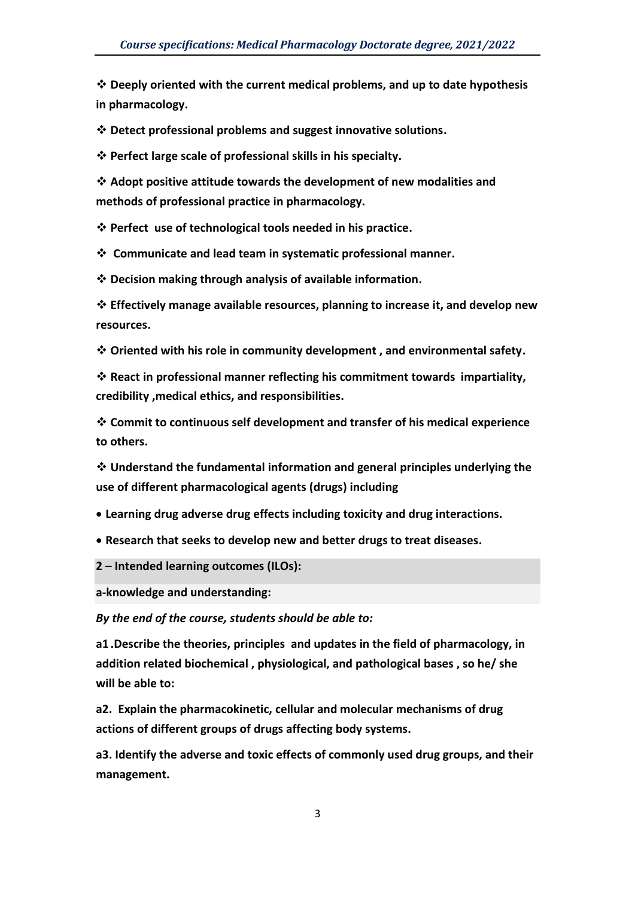- **Deeply oriented with the current medical problems, and up to date hypothesis in pharmacology.**
- **Detect professional problems and suggest innovative solutions.**
- **Perfect large scale of professional skills in his specialty.**
- **Adopt positive attitude towards the development of new modalities and methods of professional practice in pharmacology.**
- **Perfect use of technological tools needed in his practice.**
- **Communicate and lead team in systematic professional manner.**
- **Decision making through analysis of available information.**
- **Effectively manage available resources, planning to increase it, and develop new resources.**
- **Oriented with his role in community development , and environmental safety.**
- **React in professional manner reflecting his commitment towards impartiality, credibility ,medical ethics, and responsibilities.**
- **Commit to continuous self development and transfer of his medical experience to others.**
- **Understand the fundamental information and general principles underlying the use of different pharmacological agents (drugs) including**
  - **Learning drug adverse drug effects including toxicity and drug interactions.**
  - **Research that seeks to develop new and better drugs to treat diseases.**

## 2 – Intended learning outcomes (ILOs):

### a-knowledge and understanding:

***By the end of the course, students should be able to:***

**a1 .Describe the theories, principles and updates in the field of pharmacology, in addition related biochemical , physiological, and pathological bases , so he/ she will be able to:**

**a2. Explain the pharmacokinetic, cellular and molecular mechanisms of drug actions of different groups of drugs affecting body systems.**

**a3. Identify the adverse and toxic effects of commonly used drug groups, and their management.**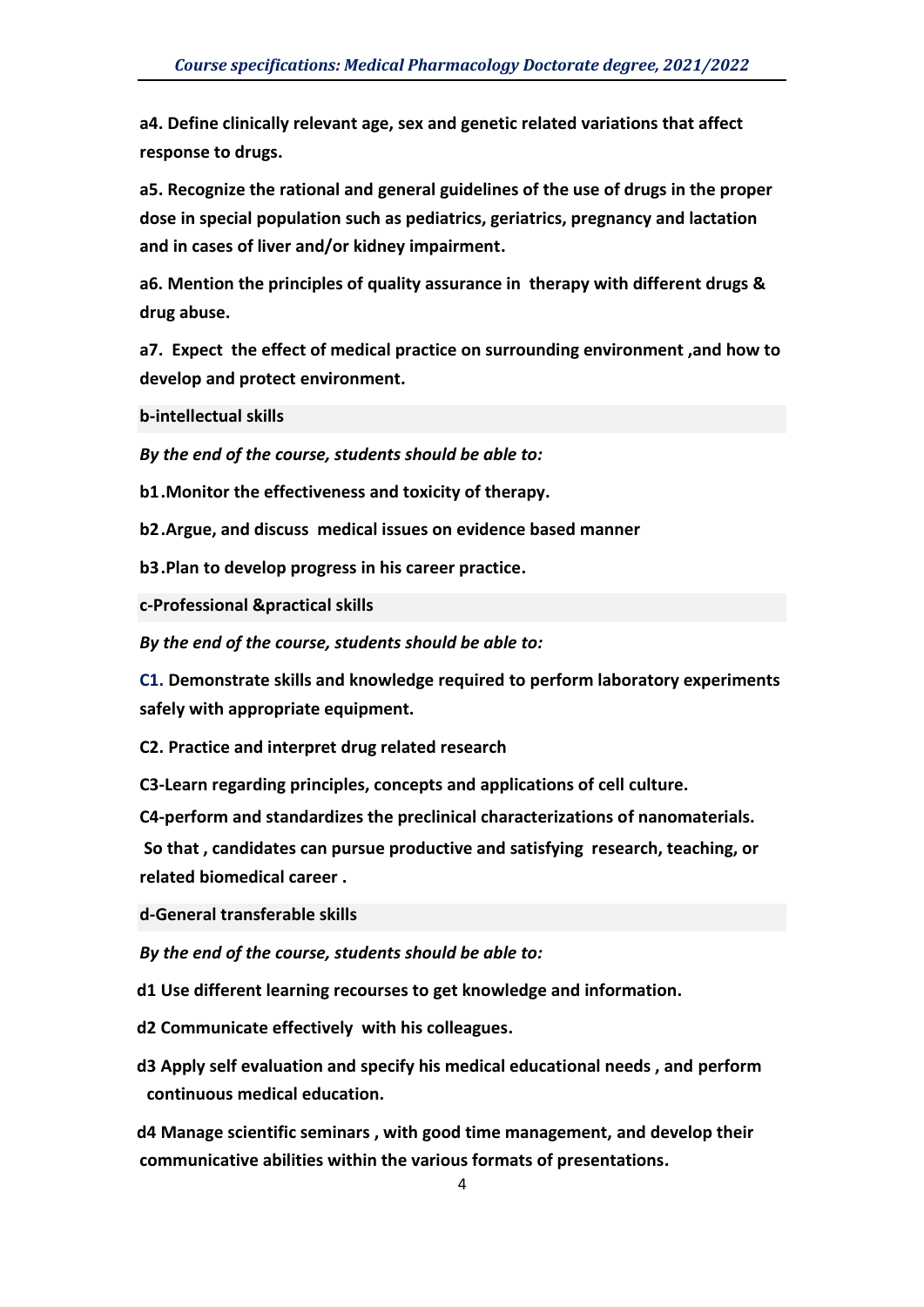**a4. Define clinically relevant age, sex and genetic related variations that affect response to drugs.**

**a5. Recognize the rational and general guidelines of the use of drugs in the proper dose in special population such as pediatrics, geriatrics, pregnancy and lactation and in cases of liver and/or kidney impairment.**

**a6. Mention the principles of quality assurance in therapy with different drugs & drug abuse.**

**a7. Expect the effect of medical practice on surrounding environment ,and how to develop and protect environment.**

**b-intellectual skills**

***By the end of the course, students should be able to:***

**b1.Monitor the effectiveness and toxicity of therapy.**

**b2.Argue, and discuss medical issues on evidence based manner**

**b3.Plan to develop progress in his career practice.**

**c-Professional &practical skills**

***By the end of the course, students should be able to:***

**C1. Demonstrate skills and knowledge required to perform laboratory experiments safely with appropriate equipment.**

**C2. Practice and interpret drug related research**

**C3-Learn regarding principles, concepts and applications of cell culture.**

**C4-perform and standardizes the preclinical characterizations of nanomaterials.**

**So that , candidates can pursue productive and satisfying research, teaching, or related biomedical career .**

**d-General transferable skills**

***By the end of the course, students should be able to:***

**d1 Use different learning recourses to get knowledge and information.**

**d2 Communicate effectively with his colleagues.**

**d3 Apply self evaluation and specify his medical educational needs , and perform continuous medical education.**

**d4 Manage scientific seminars , with good time management, and develop their communicative abilities within the various formats of presentations.**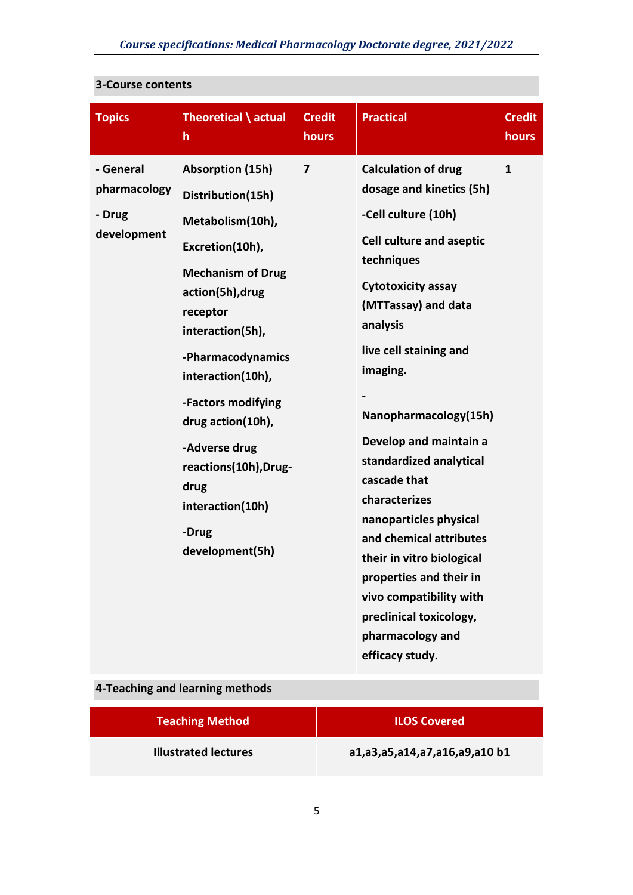## 3-Course contents

| Topics | Theoretical \ actual h | Credit hours | Practical | Credit hours |
|---|---|---|---|---|
| - General pharmacology<br>- Drug development | Absorption (15h)<br>Distribution(15h)<br>Metabolism(10h),<br>Excretion(10h),<br>Mechanism of Drug action(5h),drug receptor interaction(5h),<br>-Pharmacodynamics interaction(10h),<br>-Factors modifying drug action(10h),<br>-Adverse drug reactions(10h),Drug-drug interaction(10h)<br>-Drug development(5h) | 7 | Calculation of drug dosage and kinetics (5h)<br>-Cell culture (10h)<br>Cell culture and aseptic techniques<br>Cytotoxicity assay (MTTassay) and data analysis<br>live cell staining and imaging.<br>-Nanopharmacology(15h)<br>Develop and maintain a standardized analytical cascade that characterizes nanoparticles physical and chemical attributes their in vitro biological properties and their in vivo compatibility with preclinical toxicology, pharmacology and efficacy study. | 1 |

## 4-Teaching and learning methods

| Teaching Method | ILOS Covered |
|---|---|
| Illustrated lectures | a1,a3,a5,a14,a7,a16,a9,a10 b1 |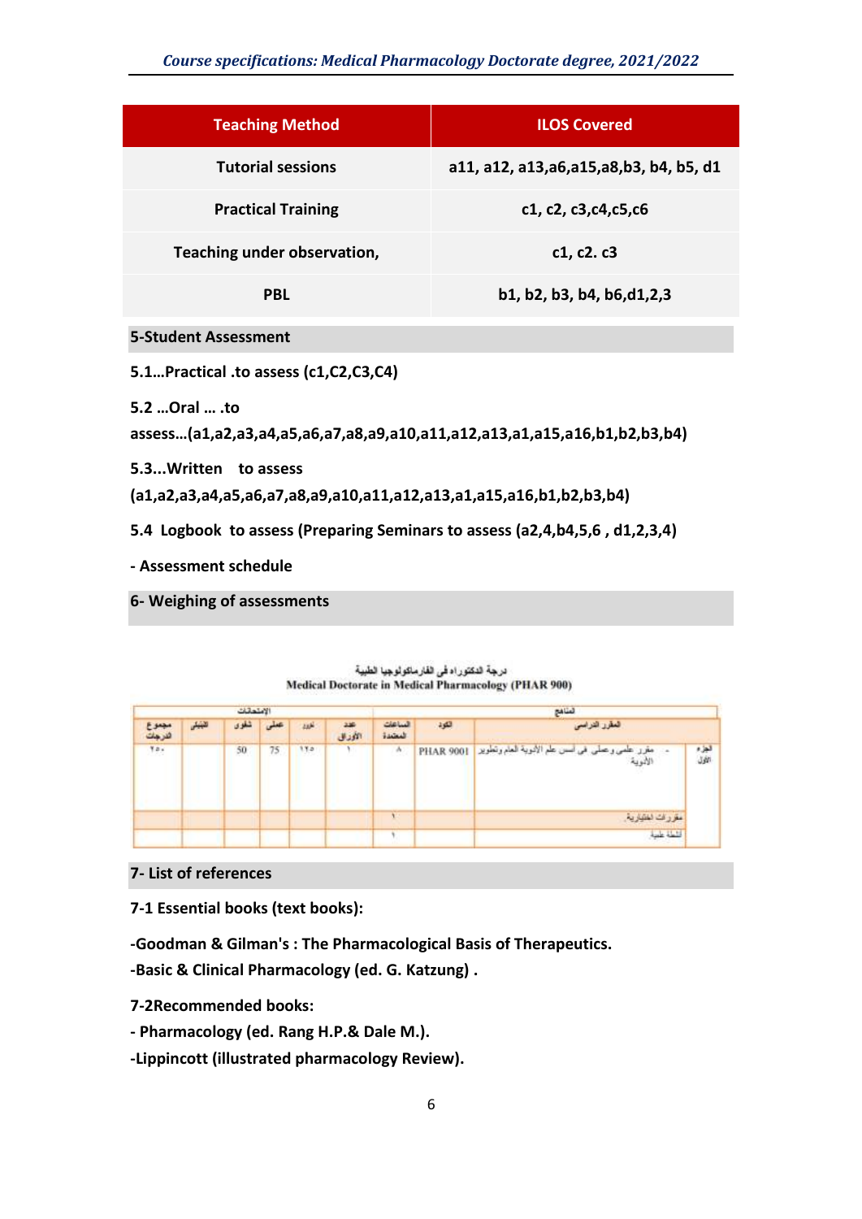| Teaching Method | ILOS Covered |
|---|---|
| Tutorial sessions | a11, a12, a13,a6,a15,a8,b3, b4, b5, d1 |
| Practical Training | c1, c2, c3,c4,c5,c6 |
| Teaching under observation, | c1, c2. c3 |
| PBL | b1, b2, b3, b4, b6,d1,2,3 |

## 5-Student Assessment

**5.1…Practical .to assess (c1,C2,C3,C4)**

**5.2 …Oral … .to assess…(a1,a2,a3,a4,a5,a6,a7,a8,a9,a10,a11,a12,a13,a1,a15,a16,b1,b2,b3,b4)**

**5.3...Written to assess (a1,a2,a3,a4,a5,a6,a7,a8,a9,a10,a11,a12,a13,a1,a15,a16,b1,b2,b3,b4)**

**5.4 Logbook to assess (Preparing Seminars to assess (a2,4,b4,5,6 , d1,2,3,4)**

**- Assessment schedule**

## 6- Weighing of assessments

درجة الدكتوراه فى الفارماكولوجيا الطبية
Medical Doctorate in Medical Pharmacology (PHAR 900)

| | المناهج | | | | الامتحانات | | | | | |
|---|---|---|---|---|---|---|---|---|---|---|
| | المقرر الدراسى | الكود | الساعات المعتمدة | عدد الأوراق | تحريرى | عملى | شفوى | اكلينيكى | مجموع الدرجات |
| الجزء الأول | - مقرر علمى وعملى فى أسس علم الأدوية العام وتطوير الأدوية | PHAR 9001 | ٨ | ١ | ١٢٥ | 75 | 50 | | ٢٥٠ |
| | مقررات اختيارية | | ١ | | | | | | |
| | أنشطة علمية | | ١ | | | | | | |

## 7- List of references

**7-1 Essential books (text books):**

**-Goodman & Gilman's : The Pharmacological Basis of Therapeutics.**
**-Basic & Clinical Pharmacology (ed. G. Katzung) .**

**7-2Recommended books:**

**- Pharmacology (ed. Rang H.P.& Dale M.).**
**-Lippincott (illustrated pharmacology Review).**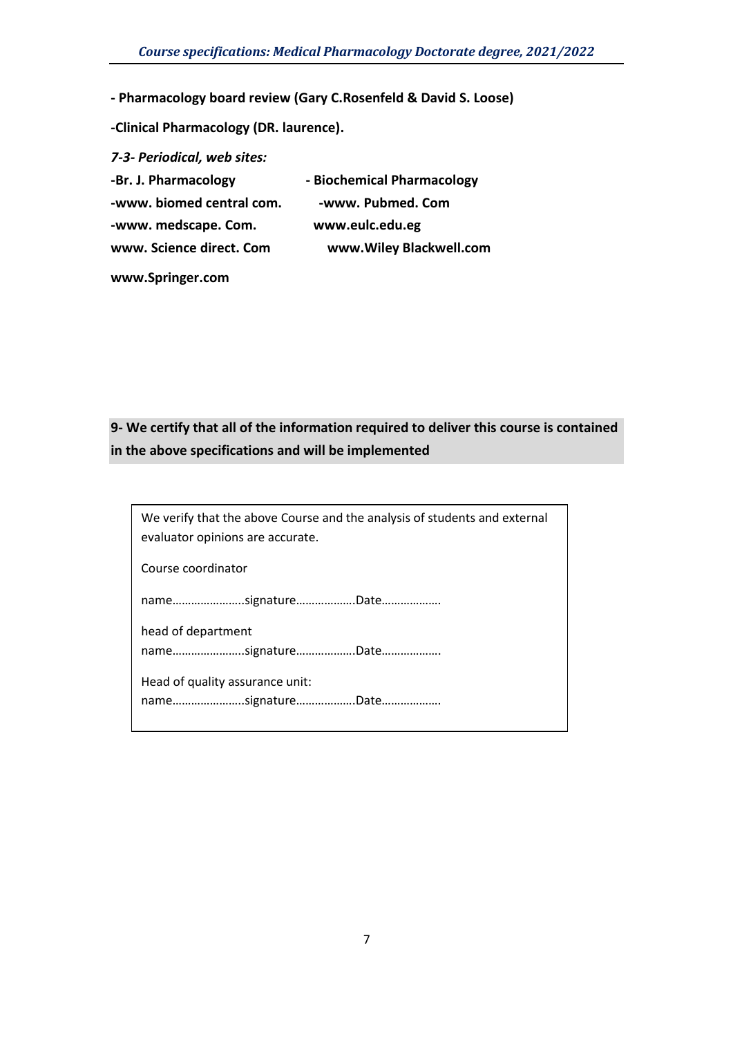**- Pharmacology board review (Gary C.Rosenfeld & David S. Loose)**

**-Clinical Pharmacology (DR. laurence).**

***7-3- Periodical, web sites:***

**-Br. J. Pharmacology**

**- Biochemical Pharmacology**

**-www. biomed central com.**

**-www. Pubmed. Com**

**-www. medscape. Com.**

**www.eulc.edu.eg**

**www. Science direct. Com**

**www.Wiley Blackwell.com**

**www.Springer.com**

**9- We certify that all of the information required to deliver this course is contained in the above specifications and will be implemented**

We verify that the above Course and the analysis of students and external evaluator opinions are accurate.

Course coordinator

name…………………..signature………………Date………………

head of department

name…………………..signature………………Date………………

Head of quality assurance unit:

name…………………..signature………………Date………………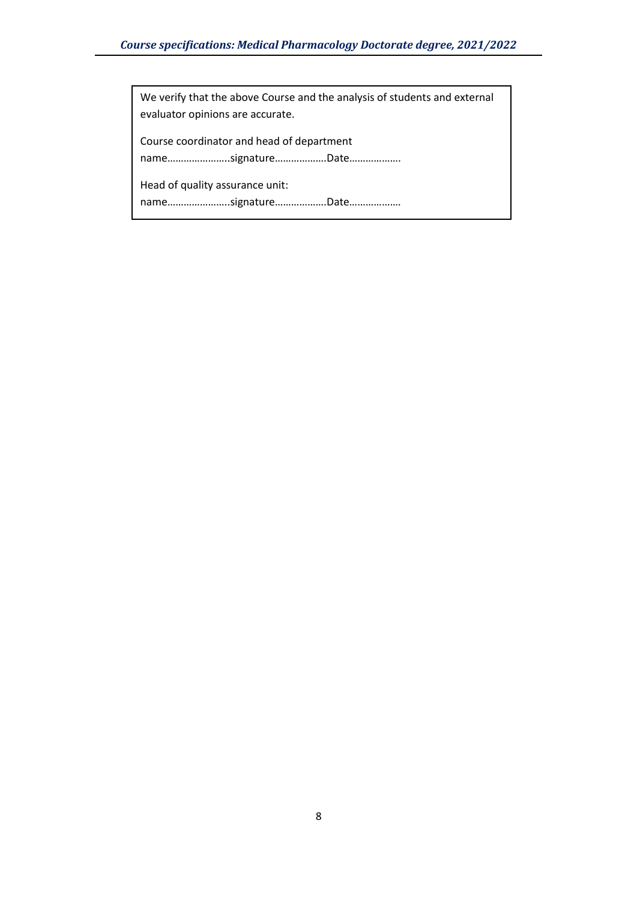We verify that the above Course and the analysis of students and external evaluator opinions are accurate.

Course coordinator and head of department

name…………………..signature………………Date………………

Head of quality assurance unit:

name…………………..signature………………Date………………